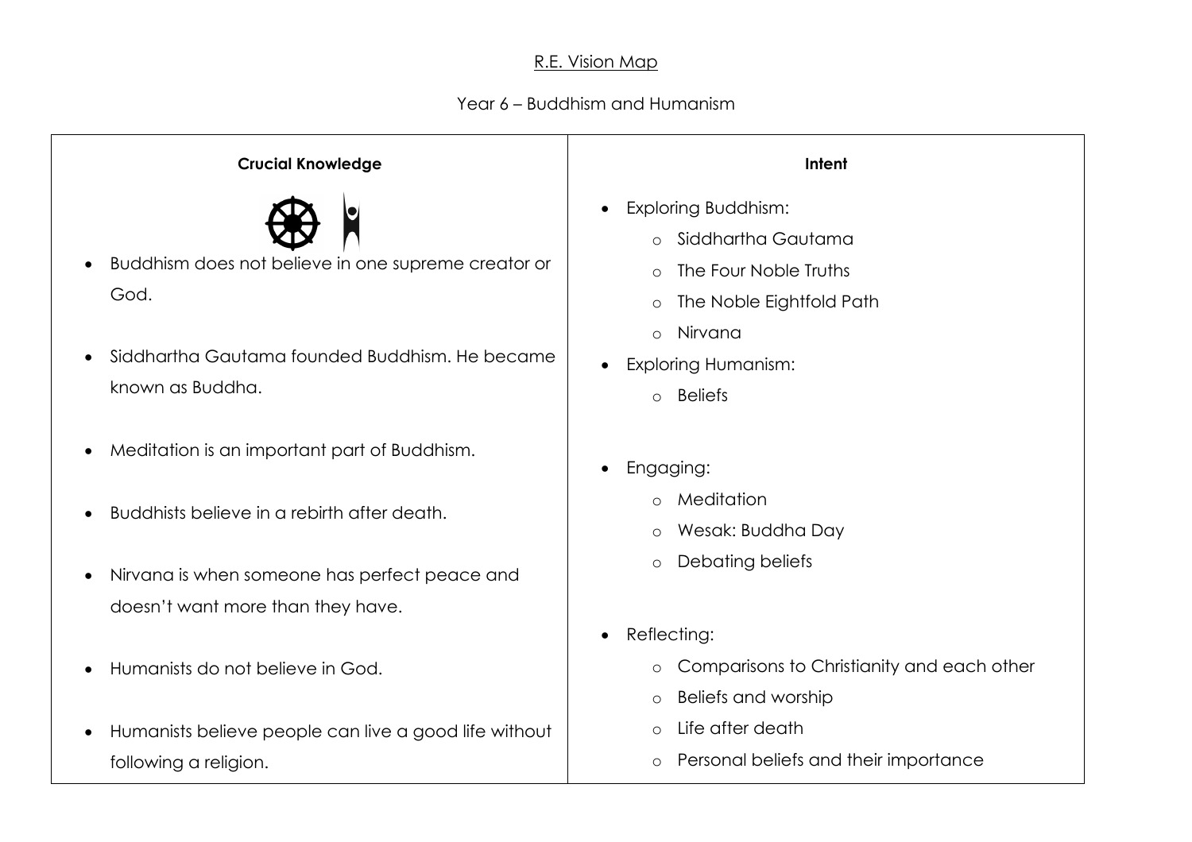# R.E. Vision Map

## Year 6 – Buddhism and Humanism

| Crucial Knowledge | Intent |
| --- | --- |
| • Buddhism does not believe in one supreme creator or God.<br><br>• Siddhartha Gautama founded Buddhism. He became known as Buddha.<br><br>• Meditation is an important part of Buddhism.<br><br>• Buddhists believe in a rebirth after death.<br><br>• Nirvana is when someone has perfect peace and doesn't want more than they have.<br><br>• Humanists do not believe in God.<br><br>• Humanists believe people can live a good life without following a religion. | • Exploring Buddhism:<br>&nbsp;&nbsp;&nbsp;&nbsp;○ Siddhartha Gautama<br>&nbsp;&nbsp;&nbsp;&nbsp;○ The Four Noble Truths<br>&nbsp;&nbsp;&nbsp;&nbsp;○ The Noble Eightfold Path<br>&nbsp;&nbsp;&nbsp;&nbsp;○ Nirvana<br>• Exploring Humanism:<br>&nbsp;&nbsp;&nbsp;&nbsp;○ Beliefs<br><br>• Engaging:<br>&nbsp;&nbsp;&nbsp;&nbsp;○ Meditation<br>&nbsp;&nbsp;&nbsp;&nbsp;○ Wesak: Buddha Day<br>&nbsp;&nbsp;&nbsp;&nbsp;○ Debating beliefs<br><br>• Reflecting:<br>&nbsp;&nbsp;&nbsp;&nbsp;○ Comparisons to Christianity and each other<br>&nbsp;&nbsp;&nbsp;&nbsp;○ Beliefs and worship<br>&nbsp;&nbsp;&nbsp;&nbsp;○ Life after death<br>&nbsp;&nbsp;&nbsp;&nbsp;○ Personal beliefs and their importance |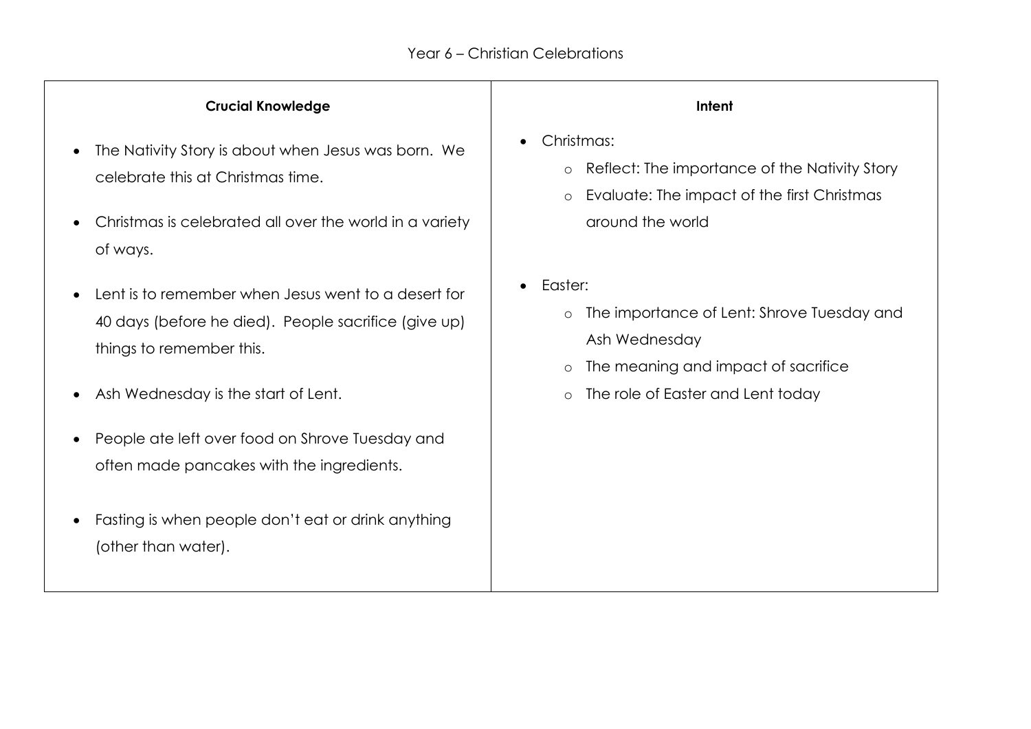Year 6 – Christian Celebrations

| Crucial Knowledge | Intent |
| --- | --- |
| • The Nativity Story is about when Jesus was born. We celebrate this at Christmas time.<br><br>• Christmas is celebrated all over the world in a variety of ways.<br><br>• Lent is to remember when Jesus went to a desert for 40 days (before he died). People sacrifice (give up) things to remember this.<br><br>• Ash Wednesday is the start of Lent.<br><br>• People ate left over food on Shrove Tuesday and often made pancakes with the ingredients.<br><br>• Fasting is when people don't eat or drink anything (other than water). | • Christmas:<br>o Reflect: The importance of the Nativity Story<br>o Evaluate: The impact of the first Christmas around the world<br><br>• Easter:<br>o The importance of Lent: Shrove Tuesday and Ash Wednesday<br>o The meaning and impact of sacrifice<br>o The role of Easter and Lent today |